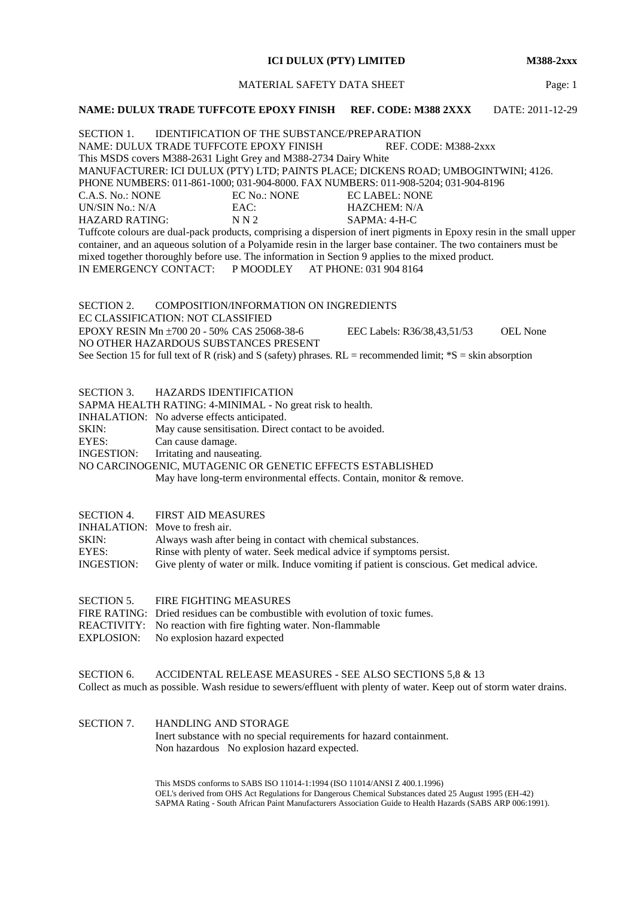**ICI DULUX (PTY) LIMITED** **M388-2xxx**

MATERIAL SAFETY DATA SHEET

**NAME: DULUX TRADE TUFFCOTE EPOXY FINISH** **REF. CODE: M388 2XXX** DATE: 2011-12-29

## SECTION 1. IDENTIFICATION OF THE SUBSTANCE/PREPARATION

NAME: DULUX TRADE TUFFCOTE EPOXY FINISH REF. CODE: M388-2xxx
This MSDS covers M388-2631 Light Grey and M388-2734 Dairy White
MANUFACTURER: ICI DULUX (PTY) LTD; PAINTS PLACE; DICKENS ROAD; UMBOGINTWINI; 4126.
PHONE NUMBERS: 011-861-1000; 031-904-8000. FAX NUMBERS: 011-908-5204; 031-904-8196

| | | |
|---|---|---|
| C.A.S. No.: NONE | EC No.: NONE | EC LABEL: NONE |
| UN/SIN No.: N/A | EAC: | HAZCHEM: N/A |
| HAZARD RATING: | N N 2 | SAPMA: 4-H-C |

Tuffcote colours are dual-pack products, comprising a dispersion of inert pigments in Epoxy resin in the small upper container, and an aqueous solution of a Polyamide resin in the larger base container. The two containers must be mixed together thoroughly before use. The information in Section 9 applies to the mixed product.
IN EMERGENCY CONTACT: P MOODLEY AT PHONE: 031 904 8164

## SECTION 2. COMPOSITION/INFORMATION ON INGREDIENTS

EC CLASSIFICATION: NOT CLASSIFIED
EPOXY RESIN Mn ±700 20 - 50% CAS 25068-38-6 EEC Labels: R36/38,43,51/53 OEL None
NO OTHER HAZARDOUS SUBSTANCES PRESENT
See Section 15 for full text of R (risk) and S (safety) phrases. RL = recommended limit; *S = skin absorption

## SECTION 3. HAZARDS IDENTIFICATION

SAPMA HEALTH RATING: 4-MINIMAL - No great risk to health.

- INHALATION: No adverse effects anticipated.
- SKIN: May cause sensitisation. Direct contact to be avoided.
- EYES: Can cause damage.
- INGESTION: Irritating and nauseating.

NO CARCINOGENIC, MUTAGENIC OR GENETIC EFFECTS ESTABLISHED
May have long-term environmental effects. Contain, monitor & remove.

## SECTION 4. FIRST AID MEASURES

- INHALATION: Move to fresh air.
- SKIN: Always wash after being in contact with chemical substances.
- EYES: Rinse with plenty of water. Seek medical advice if symptoms persist.
- INGESTION: Give plenty of water or milk. Induce vomiting if patient is conscious. Get medical advice.

## SECTION 5. FIRE FIGHTING MEASURES

- FIRE RATING: Dried residues can be combustible with evolution of toxic fumes.
- REACTIVITY: No reaction with fire fighting water. Non-flammable
- EXPLOSION: No explosion hazard expected

## SECTION 6. ACCIDENTAL RELEASE MEASURES - SEE ALSO SECTIONS 5,8 & 13

Collect as much as possible. Wash residue to sewers/effluent with plenty of water. Keep out of storm water drains.

## SECTION 7. HANDLING AND STORAGE

Inert substance with no special requirements for hazard containment.
Non hazardous No explosion hazard expected.

This MSDS conforms to SABS ISO 11014-1:1994 (ISO 11014/ANSI Z 400.1.1996)
OEL's derived from OHS Act Regulations for Dangerous Chemical Substances dated 25 August 1995 (EH-42)
SAPMA Rating - South African Paint Manufacturers Association Guide to Health Hazards (SABS ARP 006:1991).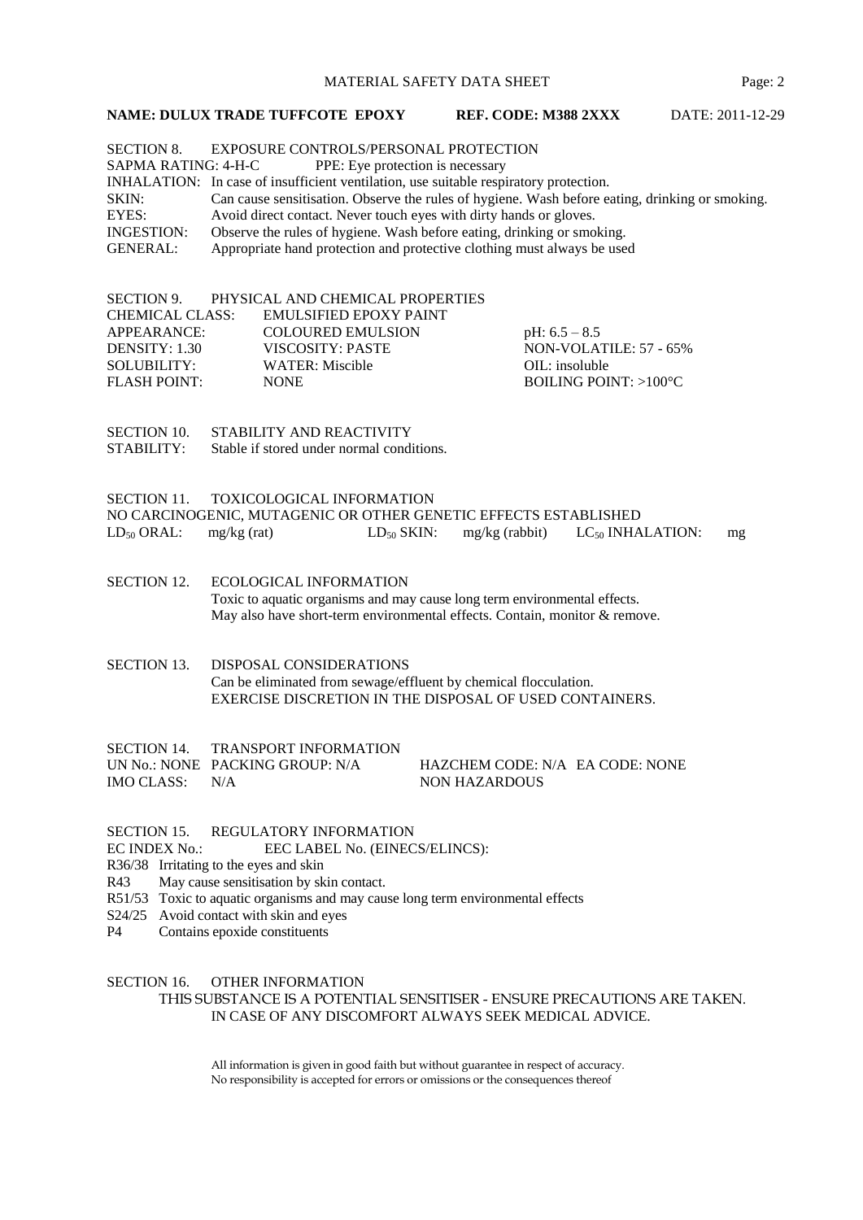**NAME: DULUX TRADE TUFFCOTE EPOXY** **REF. CODE: M388 2XXX** DATE: 2011-12-29

SECTION 8. EXPOSURE CONTROLS/PERSONAL PROTECTION

SAPMA RATING: 4-H-C PPE: Eye protection is necessary

INHALATION: In case of insufficient ventilation, use suitable respiratory protection.

SKIN: Can cause sensitisation. Observe the rules of hygiene. Wash before eating, drinking or smoking.

EYES: Avoid direct contact. Never touch eyes with dirty hands or gloves.

INGESTION: Observe the rules of hygiene. Wash before eating, drinking or smoking.

GENERAL: Appropriate hand protection and protective clothing must always be used

SECTION 9. PHYSICAL AND CHEMICAL PROPERTIES

| | | |
|---|---|---|
| CHEMICAL CLASS: | EMULSIFIED EPOXY PAINT | |
| APPEARANCE: | COLOURED EMULSION | pH: 6.5 – 8.5 |
| DENSITY: 1.30 | VISCOSITY: PASTE | NON-VOLATILE: 57 - 65% |
| SOLUBILITY: | WATER: Miscible | OIL: insoluble |
| FLASH POINT: | NONE | BOILING POINT: >100°C |

SECTION 10. STABILITY AND REACTIVITY

STABILITY: Stable if stored under normal conditions.

SECTION 11. TOXICOLOGICAL INFORMATION

NO CARCINOGENIC, MUTAGENIC OR OTHER GENETIC EFFECTS ESTABLISHED

$LD_{50}$ ORAL: mg/kg (rat) $LD_{50}$ SKIN: mg/kg (rabbit) $LC_{50}$ INHALATION: mg

SECTION 12. ECOLOGICAL INFORMATION

Toxic to aquatic organisms and may cause long term environmental effects.
May also have short-term environmental effects. Contain, monitor & remove.

SECTION 13. DISPOSAL CONSIDERATIONS

Can be eliminated from sewage/effluent by chemical flocculation.
EXERCISE DISCRETION IN THE DISPOSAL OF USED CONTAINERS.

SECTION 14. TRANSPORT INFORMATION

UN No.: NONE PACKING GROUP: N/A HAZCHEM CODE: N/A EA CODE: NONE

IMO CLASS: N/A NON HAZARDOUS

SECTION 15. REGULATORY INFORMATION

EC INDEX No.: EEC LABEL No. (EINECS/ELINCS):

R36/38 Irritating to the eyes and skin

R43 May cause sensitisation by skin contact.

R51/53 Toxic to aquatic organisms and may cause long term environmental effects

S24/25 Avoid contact with skin and eyes

P4 Contains epoxide constituents

SECTION 16. OTHER INFORMATION

THIS SUBSTANCE IS A POTENTIAL SENSITISER - ENSURE PRECAUTIONS ARE TAKEN.
IN CASE OF ANY DISCOMFORT ALWAYS SEEK MEDICAL ADVICE.

All information is given in good faith but without guarantee in respect of accuracy.
No responsibility is accepted for errors or omissions or the consequences thereof